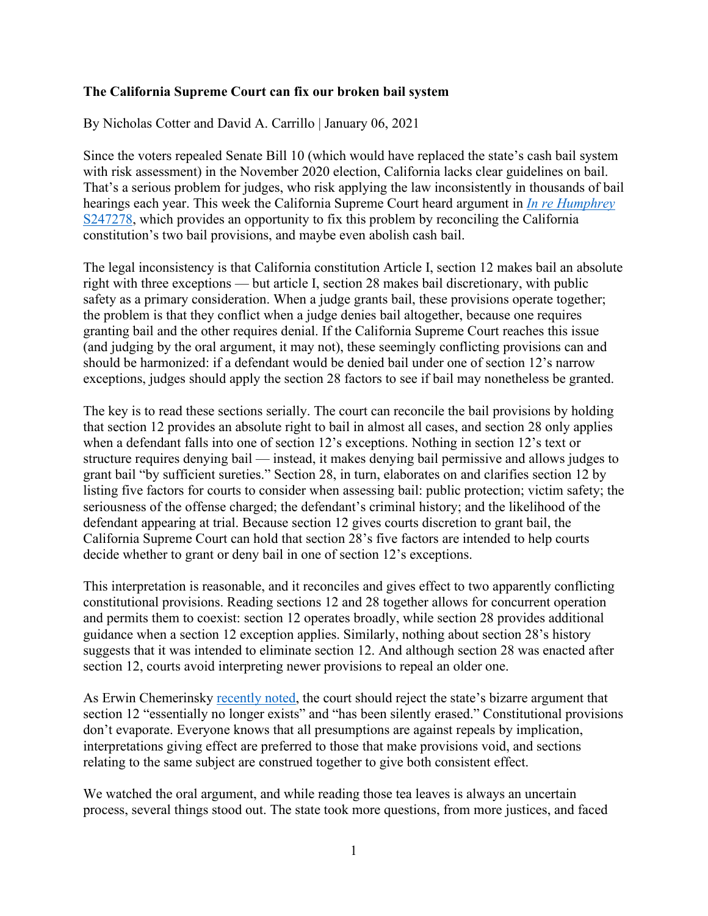**The California Supreme Court can fix our broken bail system**

By Nicholas Cotter and David A. Carrillo | January 06, 2021

Since the voters repealed Senate Bill 10 (which would have replaced the state's cash bail system with risk assessment) in the November 2020 election, California lacks clear guidelines on bail. That's a serious problem for judges, who risk applying the law inconsistently in thousands of bail hearings each year. This week the California Supreme Court heard argument in [*In re Humphrey* S247278](), which provides an opportunity to fix this problem by reconciling the California constitution's two bail provisions, and maybe even abolish cash bail.

The legal inconsistency is that California constitution Article I, section 12 makes bail an absolute right with three exceptions — but article I, section 28 makes bail discretionary, with public safety as a primary consideration. When a judge grants bail, these provisions operate together; the problem is that they conflict when a judge denies bail altogether, because one requires granting bail and the other requires denial. If the California Supreme Court reaches this issue (and judging by the oral argument, it may not), these seemingly conflicting provisions can and should be harmonized: if a defendant would be denied bail under one of section 12's narrow exceptions, judges should apply the section 28 factors to see if bail may nonetheless be granted.

The key is to read these sections serially. The court can reconcile the bail provisions by holding that section 12 provides an absolute right to bail in almost all cases, and section 28 only applies when a defendant falls into one of section 12's exceptions. Nothing in section 12's text or structure requires denying bail — instead, it makes denying bail permissive and allows judges to grant bail "by sufficient sureties." Section 28, in turn, elaborates on and clarifies section 12 by listing five factors for courts to consider when assessing bail: public protection; victim safety; the seriousness of the offense charged; the defendant's criminal history; and the likelihood of the defendant appearing at trial. Because section 12 gives courts discretion to grant bail, the California Supreme Court can hold that section 28's five factors are intended to help courts decide whether to grant or deny bail in one of section 12's exceptions.

This interpretation is reasonable, and it reconciles and gives effect to two apparently conflicting constitutional provisions. Reading sections 12 and 28 together allows for concurrent operation and permits them to coexist: section 12 operates broadly, while section 28 provides additional guidance when a section 12 exception applies. Similarly, nothing about section 28's history suggests that it was intended to eliminate section 12. And although section 28 was enacted after section 12, courts avoid interpreting newer provisions to repeal an older one.

As Erwin Chemerinsky [recently noted](), the court should reject the state's bizarre argument that section 12 "essentially no longer exists" and "has been silently erased." Constitutional provisions don't evaporate. Everyone knows that all presumptions are against repeals by implication, interpretations giving effect are preferred to those that make provisions void, and sections relating to the same subject are construed together to give both consistent effect.

We watched the oral argument, and while reading those tea leaves is always an uncertain process, several things stood out. The state took more questions, from more justices, and faced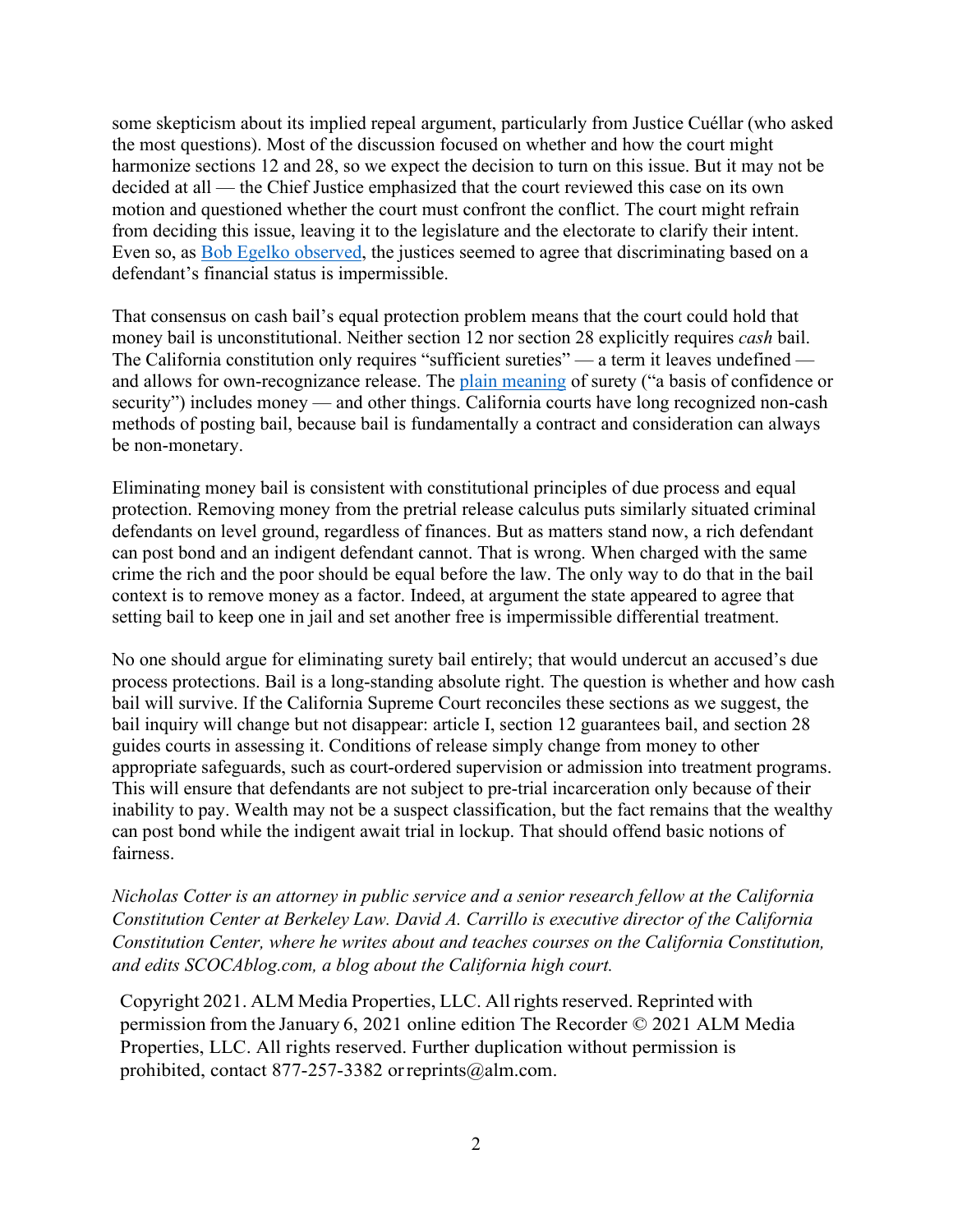some skepticism about its implied repeal argument, particularly from Justice Cuéllar (who asked the most questions). Most of the discussion focused on whether and how the court might harmonize sections 12 and 28, so we expect the decision to turn on this issue. But it may not be decided at all — the Chief Justice emphasized that the court reviewed this case on its own motion and questioned whether the court must confront the conflict. The court might refrain from deciding this issue, leaving it to the legislature and the electorate to clarify their intent. Even so, as [Bob Egelko observed](), the justices seemed to agree that discriminating based on a defendant's financial status is impermissible.

That consensus on cash bail's equal protection problem means that the court could hold that money bail is unconstitutional. Neither section 12 nor section 28 explicitly requires *cash* bail. The California constitution only requires "sufficient sureties" — a term it leaves undefined — and allows for own-recognizance release. The [plain meaning]() of surety ("a basis of confidence or security") includes money — and other things. California courts have long recognized non-cash methods of posting bail, because bail is fundamentally a contract and consideration can always be non-monetary.

Eliminating money bail is consistent with constitutional principles of due process and equal protection. Removing money from the pretrial release calculus puts similarly situated criminal defendants on level ground, regardless of finances. But as matters stand now, a rich defendant can post bond and an indigent defendant cannot. That is wrong. When charged with the same crime the rich and the poor should be equal before the law. The only way to do that in the bail context is to remove money as a factor. Indeed, at argument the state appeared to agree that setting bail to keep one in jail and set another free is impermissible differential treatment.

No one should argue for eliminating surety bail entirely; that would undercut an accused's due process protections. Bail is a long-standing absolute right. The question is whether and how cash bail will survive. If the California Supreme Court reconciles these sections as we suggest, the bail inquiry will change but not disappear: article I, section 12 guarantees bail, and section 28 guides courts in assessing it. Conditions of release simply change from money to other appropriate safeguards, such as court-ordered supervision or admission into treatment programs. This will ensure that defendants are not subject to pre-trial incarceration only because of their inability to pay. Wealth may not be a suspect classification, but the fact remains that the wealthy can post bond while the indigent await trial in lockup. That should offend basic notions of fairness.

*Nicholas Cotter is an attorney in public service and a senior research fellow at the California Constitution Center at Berkeley Law. David A. Carrillo is executive director of the California Constitution Center, where he writes about and teaches courses on the California Constitution, and edits SCOCAblog.com, a blog about the California high court.*

Copyright 2021. ALM Media Properties, LLC. All rights reserved. Reprinted with permission from the January 6, 2021 online edition The Recorder © 2021 ALM Media Properties, LLC. All rights reserved. Further duplication without permission is prohibited, contact 877-257-3382 or reprints@alm.com.